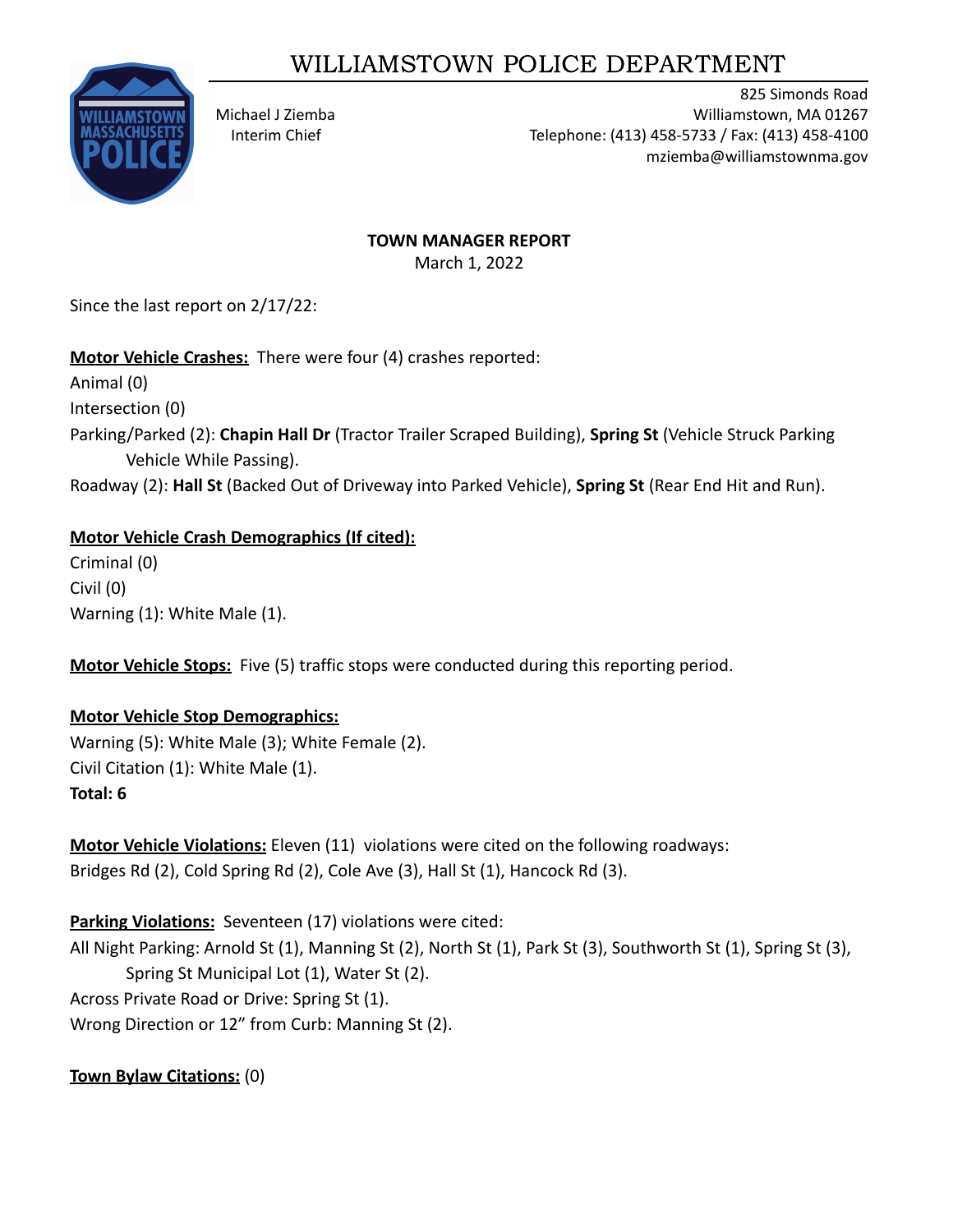# WILLIAMSTOWN POLICE DEPARTMENT

Michael J Ziemba
Interim Chief

825 Simonds Road
Williamstown, MA 01267
Telephone: (413) 458-5733 / Fax: (413) 458-4100
mziemba@williamstownma.gov

**TOWN MANAGER REPORT**
March 1, 2022

Since the last report on 2/17/22:

**Motor Vehicle Crashes:** There were four (4) crashes reported:
Animal (0)
Intersection (0)
Parking/Parked (2): **Chapin Hall Dr** (Tractor Trailer Scraped Building), **Spring St** (Vehicle Struck Parking Vehicle While Passing).
Roadway (2): **Hall St** (Backed Out of Driveway into Parked Vehicle), **Spring St** (Rear End Hit and Run).

**Motor Vehicle Crash Demographics (If cited):**
Criminal (0)
Civil (0)
Warning (1): White Male (1).

**Motor Vehicle Stops:** Five (5) traffic stops were conducted during this reporting period.

**Motor Vehicle Stop Demographics:**
Warning (5): White Male (3); White Female (2).
Civil Citation (1): White Male (1).
**Total: 6**

**Motor Vehicle Violations:** Eleven (11) violations were cited on the following roadways:
Bridges Rd (2), Cold Spring Rd (2), Cole Ave (3), Hall St (1), Hancock Rd (3).

**Parking Violations:** Seventeen (17) violations were cited:
All Night Parking: Arnold St (1), Manning St (2), North St (1), Park St (3), Southworth St (1), Spring St (3), Spring St Municipal Lot (1), Water St (2).
Across Private Road or Drive: Spring St (1).
Wrong Direction or 12" from Curb: Manning St (2).

**Town Bylaw Citations:** (0)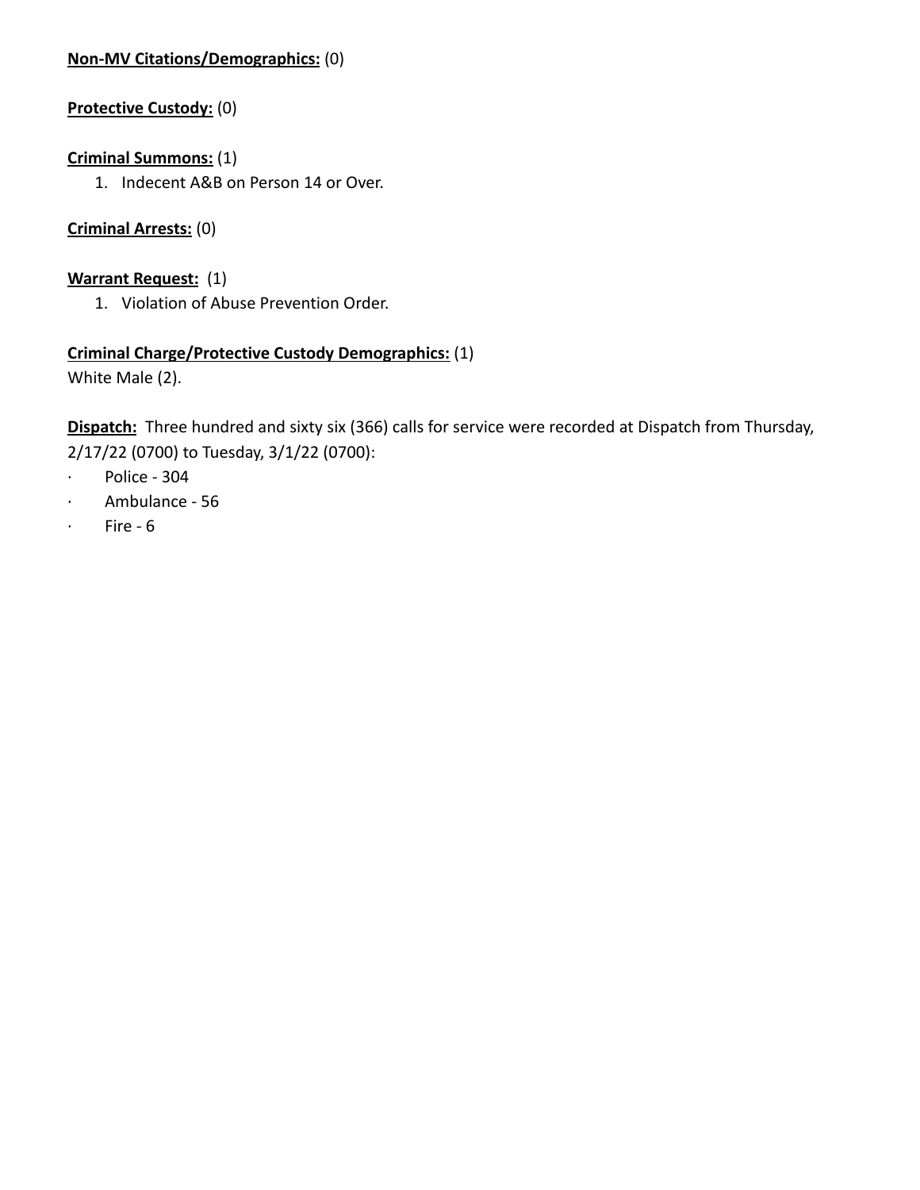**Non-MV Citations/Demographics:** (0)

**Protective Custody:** (0)

**Criminal Summons:** (1)

1. Indecent A&B on Person 14 or Over.

**Criminal Arrests:** (0)

**Warrant Request:** (1)

1. Violation of Abuse Prevention Order.

**Criminal Charge/Protective Custody Demographics:** (1)
White Male (2).

**Dispatch:** Three hundred and sixty six (366) calls for service were recorded at Dispatch from Thursday, 2/17/22 (0700) to Tuesday, 3/1/22 (0700):

- Police - 304
- Ambulance - 56
- Fire - 6